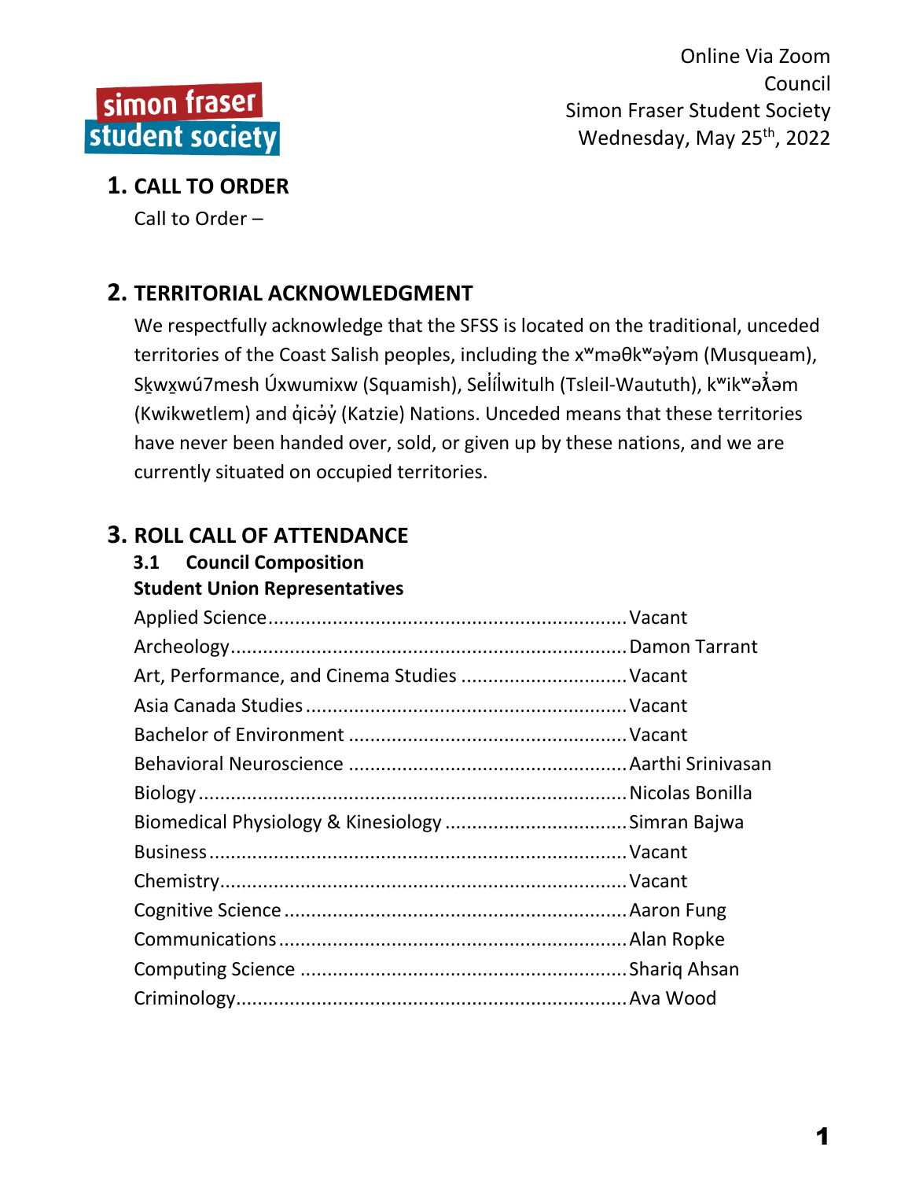simon fraser student society

Online Via Zoom
Council
Simon Fraser Student Society
Wednesday, May 25th, 2022

## 1. CALL TO ORDER

Call to Order –

## 2. TERRITORIAL ACKNOWLEDGMENT

We respectfully acknowledge that the SFSS is located on the traditional, unceded territories of the Coast Salish peoples, including the xʷməθkʷəy̓əm (Musqueam), Sḵwx̱wú7mesh Úxwumixw (Squamish), Sel̓íl̓witulh (Tsleil-Waututh), kʷikʷəƛ̓əm (Kwikwetlem) and q̓icə̓y̓ (Katzie) Nations. Unceded means that these territories have never been handed over, sold, or given up by these nations, and we are currently situated on occupied territories.

## 3. ROLL CALL OF ATTENDANCE

### 3.1 Council Composition

**Student Union Representatives**

| | |
|---|---|
| Applied Science | Vacant |
| Archeology | Damon Tarrant |
| Art, Performance, and Cinema Studies | Vacant |
| Asia Canada Studies | Vacant |
| Bachelor of Environment | Vacant |
| Behavioral Neuroscience | Aarthi Srinivasan |
| Biology | Nicolas Bonilla |
| Biomedical Physiology & Kinesiology | Simran Bajwa |
| Business | Vacant |
| Chemistry | Vacant |
| Cognitive Science | Aaron Fung |
| Communications | Alan Ropke |
| Computing Science | Shariq Ahsan |
| Criminology | Ava Wood |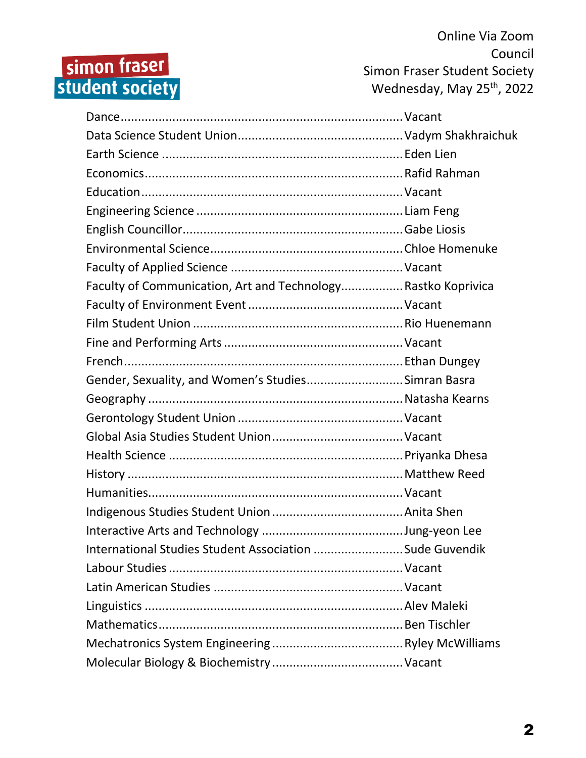Dance............................................................................Vacant
Data Science Student Union...............................................Vadym Shakhraichuk
Earth Science ....................................................................Eden Lien
Economics.........................................................................Rafid Rahman
Education..........................................................................Vacant
Engineering Science ..........................................................Liam Feng
English Councillor...............................................................Gabe Liosis
Environmental Science.......................................................Chloe Homenuke
Faculty of Applied Science .................................................Vacant
Faculty of Communication, Art and Technology..................Rastko Koprivica
Faculty of Environment Event ............................................Vacant
Film Student Union ............................................................Rio Huenemann
Fine and Performing Arts ...................................................Vacant
French................................................................................Ethan Dungey
Gender, Sexuality, and Women's Studies............................Simran Basra
Geography .........................................................................Natasha Kearns
Gerontology Student Union ...............................................Vacant
Global Asia Studies Student Union.....................................Vacant
Health Science ..................................................................Priyanka Dhesa
History ..............................................................................Matthew Reed
Humanities.........................................................................Vacant
Indigenous Studies Student Union .....................................Anita Shen
Interactive Arts and Technology ........................................Jung-yeon Lee
International Studies Student Association ..........................Sude Guvendik
Labour Studies ..................................................................Vacant
Latin American Studies ......................................................Vacant
Linguistics .........................................................................Alev Maleki
Mathematics......................................................................Ben Tischler
Mechatronics System Engineering .....................................Ryley McWilliams
Molecular Biology & Biochemistry .....................................Vacant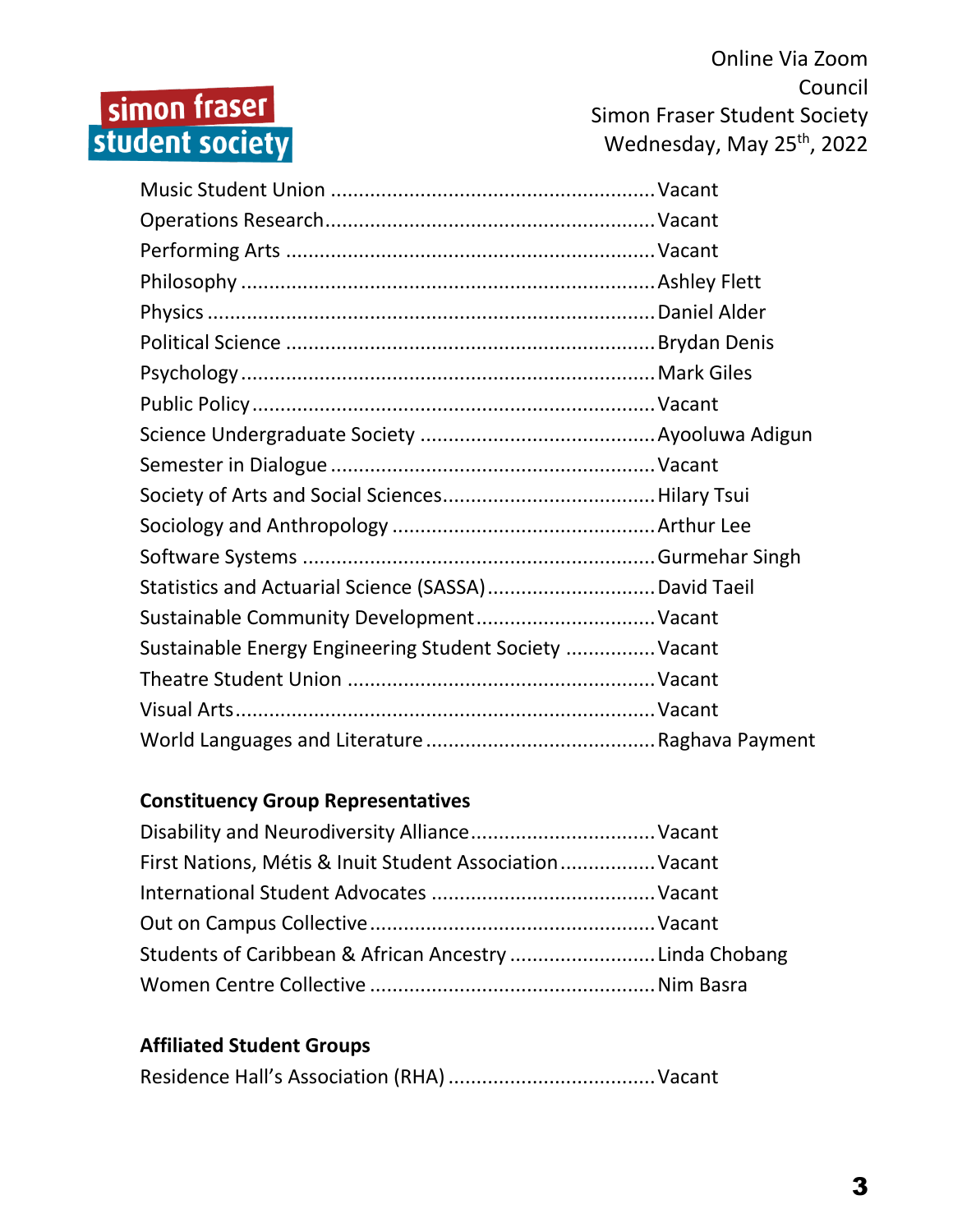Music Student Union ........................................................ Vacant
Operations Research.......................................................... Vacant
Performing Arts ................................................................ Vacant
Philosophy ........................................................................ Ashley Flett
Physics .............................................................................. Daniel Alder
Political Science ................................................................ Brydan Denis
Psychology ........................................................................ Mark Giles
Public Policy ...................................................................... Vacant
Science Undergraduate Society ......................................... Ayooluwa Adigun
Semester in Dialogue ........................................................ Vacant
Society of Arts and Social Sciences..................................... Hilary Tsui
Sociology and Anthropology .............................................. Arthur Lee
Software Systems .............................................................. Gurmehar Singh
Statistics and Actuarial Science (SASSA).............................. David Taeil
Sustainable Community Development................................ Vacant
Sustainable Energy Engineering Student Society ................ Vacant
Theatre Student Union ..................................................... Vacant
Visual Arts......................................................................... Vacant
World Languages and Literature ........................................ Raghava Payment

**Constituency Group Representatives**

Disability and Neurodiversity Alliance................................ Vacant
First Nations, Métis & Inuit Student Association................. Vacant
International Student Advocates ....................................... Vacant
Out on Campus Collective.................................................. Vacant
Students of Caribbean & African Ancestry .......................... Linda Chobang
Women Centre Collective .................................................. Nim Basra

**Affiliated Student Groups**

Residence Hall's Association (RHA) .................................... Vacant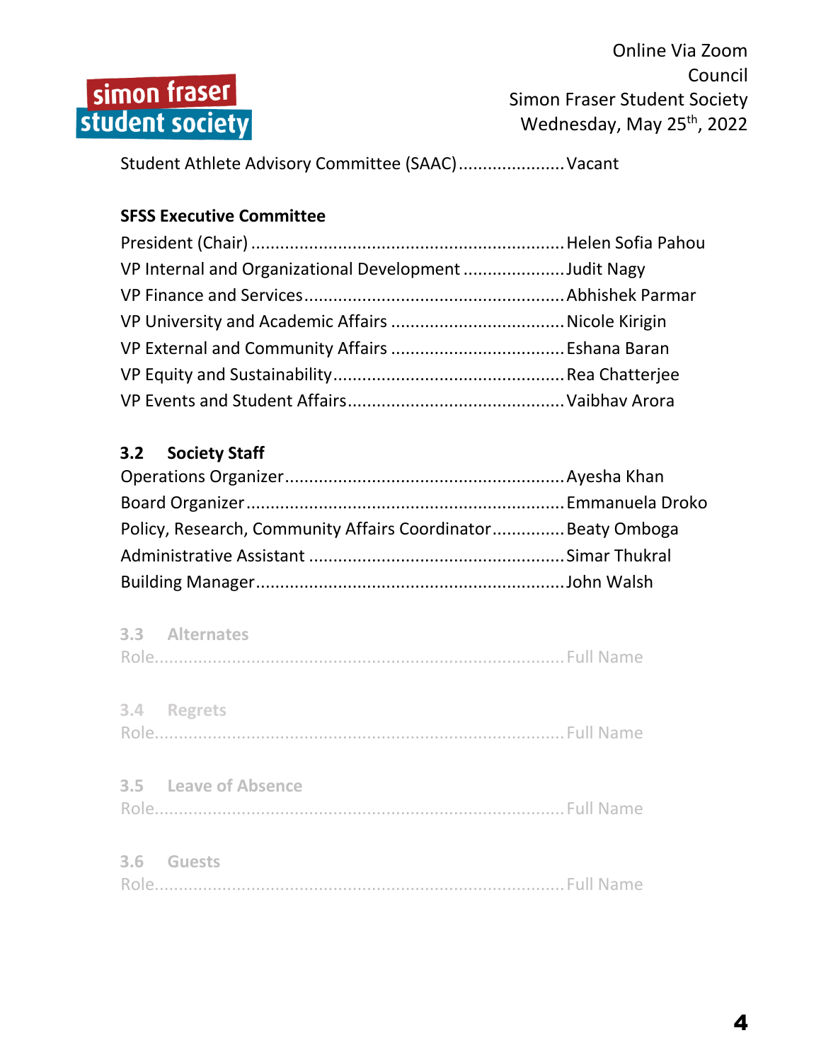Student Athlete Advisory Committee (SAAC)......................Vacant

**SFSS Executive Committee**

President (Chair) ...............................................................Helen Sofia Pahou
VP Internal and Organizational Development .....................Judit Nagy
VP Finance and Services.....................................................Abhishek Parmar
VP University and Academic Affairs ...................................Nicole Kirigin
VP External and Community Affairs ...................................Eshana Baran
VP Equity and Sustainability...............................................Rea Chatterjee
VP Events and Student Affairs............................................Vaibhav Arora

### 3.2 Society Staff

Operations Organizer.........................................................Ayesha Khan
Board Organizer................................................................Emmanuela Droko
Policy, Research, Community Affairs Coordinator...............Beaty Omboga
Administrative Assistant ....................................................Simar Thukral
Building Manager...............................................................John Walsh

### 3.3 Alternates

Role.....................................................................................Full Name

### 3.4 Regrets

Role.....................................................................................Full Name

### 3.5 Leave of Absence

Role.....................................................................................Full Name

### 3.6 Guests

Role.....................................................................................Full Name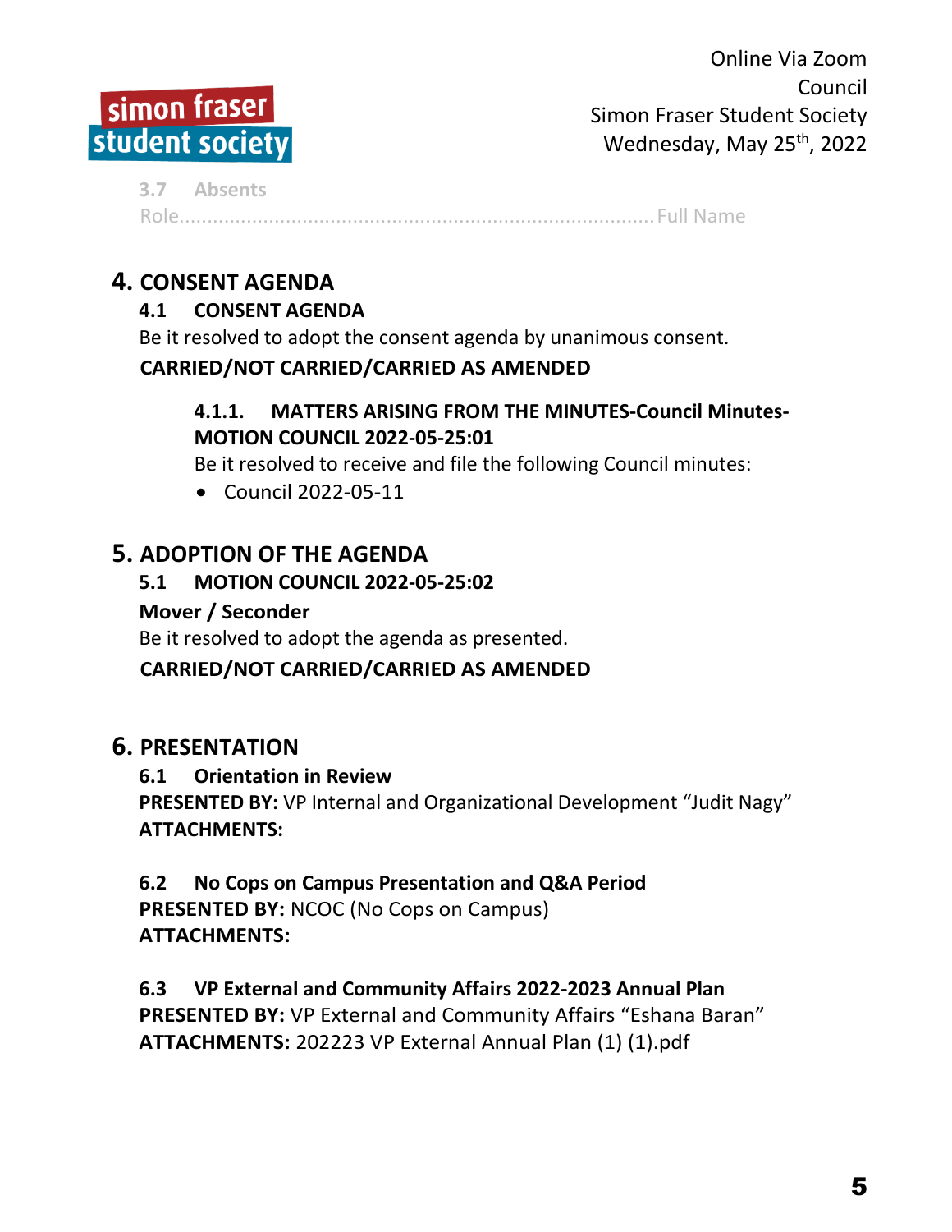### 3.7 Absents

Role......................................................................................Full Name

# 4. CONSENT AGENDA

## 4.1 CONSENT AGENDA

Be it resolved to adopt the consent agenda by unanimous consent.

**CARRIED/NOT CARRIED/CARRIED AS AMENDED**

### 4.1.1. MATTERS ARISING FROM THE MINUTES-Council Minutes-MOTION COUNCIL 2022-05-25:01

Be it resolved to receive and file the following Council minutes:

- Council 2022-05-11

# 5. ADOPTION OF THE AGENDA

## 5.1 MOTION COUNCIL 2022-05-25:02

**Mover / Seconder**

Be it resolved to adopt the agenda as presented.

**CARRIED/NOT CARRIED/CARRIED AS AMENDED**

# 6. PRESENTATION

## 6.1 Orientation in Review

**PRESENTED BY:** VP Internal and Organizational Development "Judit Nagy"

**ATTACHMENTS:**

## 6.2 No Cops on Campus Presentation and Q&A Period

**PRESENTED BY:** NCOC (No Cops on Campus)

**ATTACHMENTS:**

## 6.3 VP External and Community Affairs 2022-2023 Annual Plan

**PRESENTED BY:** VP External and Community Affairs "Eshana Baran"

**ATTACHMENTS:** 202223 VP External Annual Plan (1) (1).pdf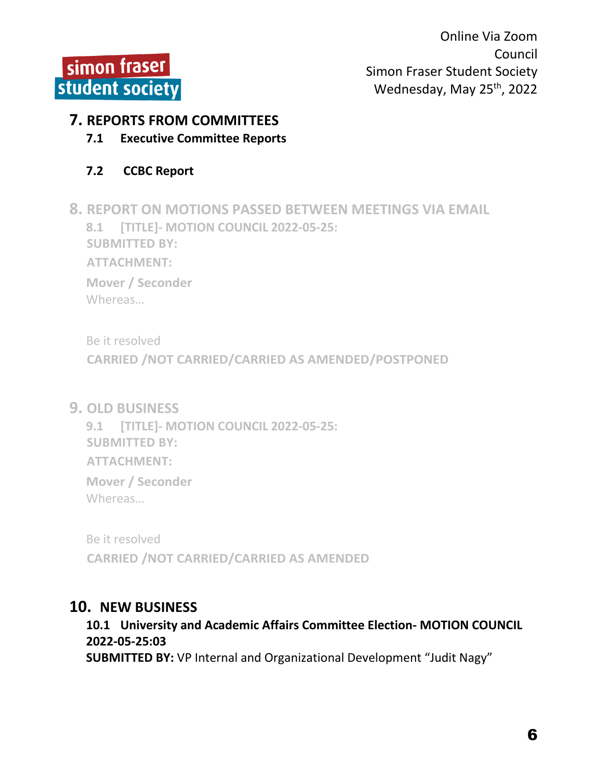## 7. REPORTS FROM COMMITTEES

### 7.1 Executive Committee Reports

### 7.2 CCBC Report

## 8. REPORT ON MOTIONS PASSED BETWEEN MEETINGS VIA EMAIL

### 8.1 [TITLE]- MOTION COUNCIL 2022-05-25:

**SUBMITTED BY:**

**ATTACHMENT:**

**Mover / Seconder**

Whereas…

Be it resolved

**CARRIED /NOT CARRIED/CARRIED AS AMENDED/POSTPONED**

## 9. OLD BUSINESS

### 9.1 [TITLE]- MOTION COUNCIL 2022-05-25:

**SUBMITTED BY:**

**ATTACHMENT:**

**Mover / Seconder**

Whereas…

Be it resolved

**CARRIED /NOT CARRIED/CARRIED AS AMENDED**

## 10. NEW BUSINESS

### 10.1 University and Academic Affairs Committee Election- MOTION COUNCIL 2022-05-25:03

**SUBMITTED BY:** VP Internal and Organizational Development "Judit Nagy"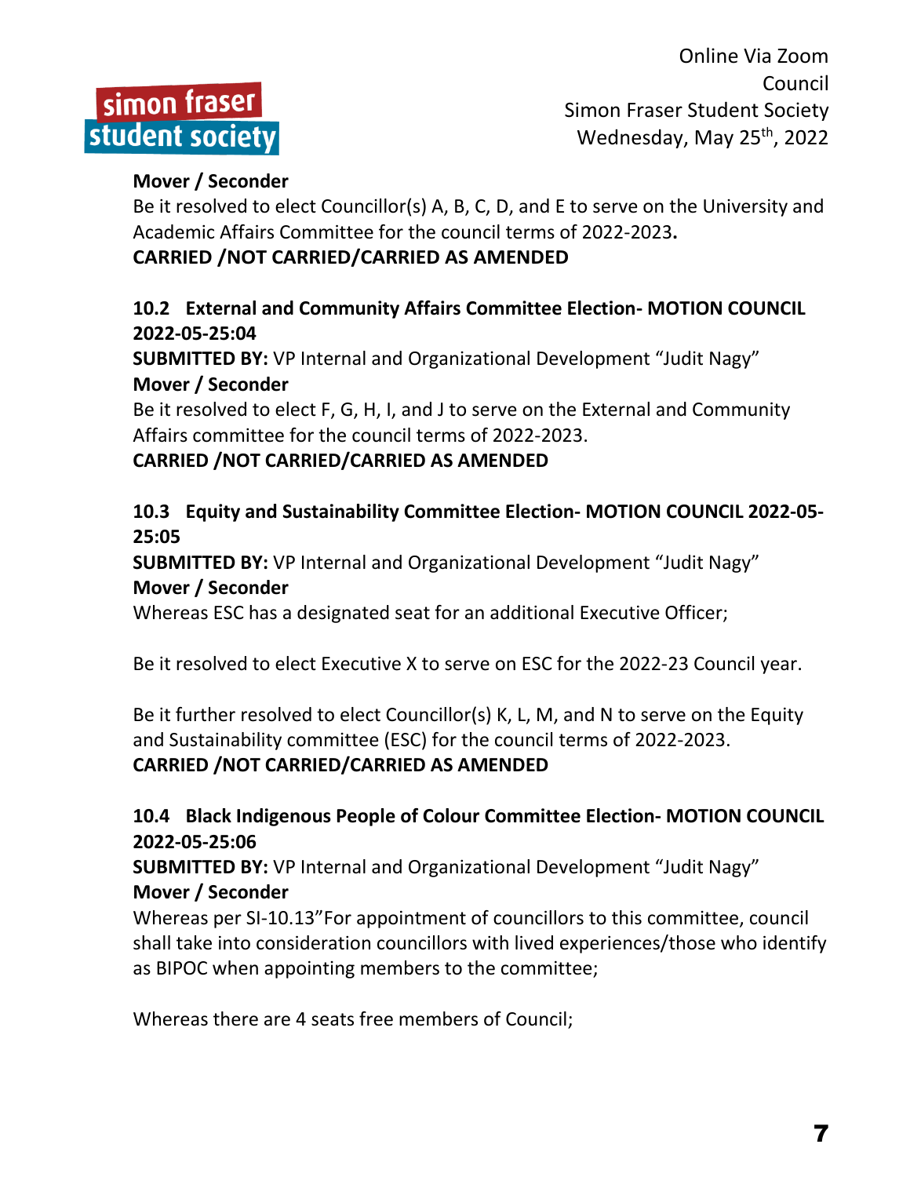**Mover / Seconder**

Be it resolved to elect Councillor(s) A, B, C, D, and E to serve on the University and Academic Affairs Committee for the council terms of 2022-2023**.**

**CARRIED /NOT CARRIED/CARRIED AS AMENDED**

**10.2 External and Community Affairs Committee Election- MOTION COUNCIL 2022-05-25:04**

**SUBMITTED BY:** VP Internal and Organizational Development "Judit Nagy"

**Mover / Seconder**

Be it resolved to elect F, G, H, I, and J to serve on the External and Community Affairs committee for the council terms of 2022-2023.

**CARRIED /NOT CARRIED/CARRIED AS AMENDED**

**10.3 Equity and Sustainability Committee Election- MOTION COUNCIL 2022-05-25:05**

**SUBMITTED BY:** VP Internal and Organizational Development "Judit Nagy"

**Mover / Seconder**

Whereas ESC has a designated seat for an additional Executive Officer;

Be it resolved to elect Executive X to serve on ESC for the 2022-23 Council year.

Be it further resolved to elect Councillor(s) K, L, M, and N to serve on the Equity and Sustainability committee (ESC) for the council terms of 2022-2023.

**CARRIED /NOT CARRIED/CARRIED AS AMENDED**

**10.4 Black Indigenous People of Colour Committee Election- MOTION COUNCIL 2022-05-25:06**

**SUBMITTED BY:** VP Internal and Organizational Development "Judit Nagy"

**Mover / Seconder**

Whereas per SI-10.13"For appointment of councillors to this committee, council shall take into consideration councillors with lived experiences/those who identify as BIPOC when appointing members to the committee;

Whereas there are 4 seats free members of Council;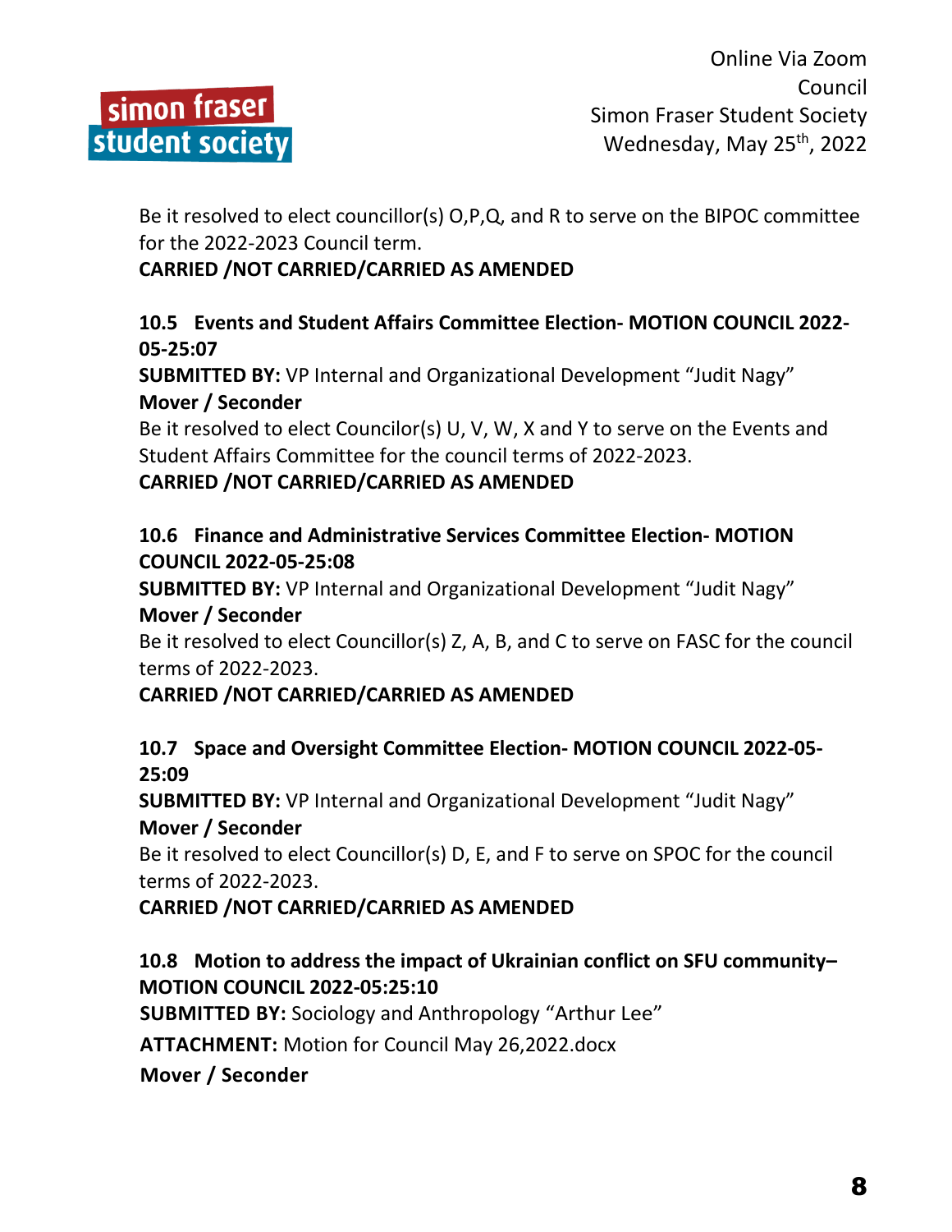Be it resolved to elect councillor(s) O,P,Q, and R to serve on the BIPOC committee for the 2022-2023 Council term.

**CARRIED /NOT CARRIED/CARRIED AS AMENDED**

### 10.5 Events and Student Affairs Committee Election- MOTION COUNCIL 2022-05-25:07

**SUBMITTED BY:** VP Internal and Organizational Development "Judit Nagy"

**Mover / Seconder**

Be it resolved to elect Councilor(s) U, V, W, X and Y to serve on the Events and Student Affairs Committee for the council terms of 2022-2023.

**CARRIED /NOT CARRIED/CARRIED AS AMENDED**

### 10.6 Finance and Administrative Services Committee Election- MOTION COUNCIL 2022-05-25:08

**SUBMITTED BY:** VP Internal and Organizational Development "Judit Nagy"

**Mover / Seconder**

Be it resolved to elect Councillor(s) Z, A, B, and C to serve on FASC for the council terms of 2022-2023.

**CARRIED /NOT CARRIED/CARRIED AS AMENDED**

### 10.7 Space and Oversight Committee Election- MOTION COUNCIL 2022-05-25:09

**SUBMITTED BY:** VP Internal and Organizational Development "Judit Nagy"

**Mover / Seconder**

Be it resolved to elect Councillor(s) D, E, and F to serve on SPOC for the council terms of 2022-2023.

**CARRIED /NOT CARRIED/CARRIED AS AMENDED**

### 10.8 Motion to address the impact of Ukrainian conflict on SFU community– MOTION COUNCIL 2022-05:25:10

**SUBMITTED BY:** Sociology and Anthropology "Arthur Lee"

**ATTACHMENT:** Motion for Council May 26,2022.docx

**Mover / Seconder**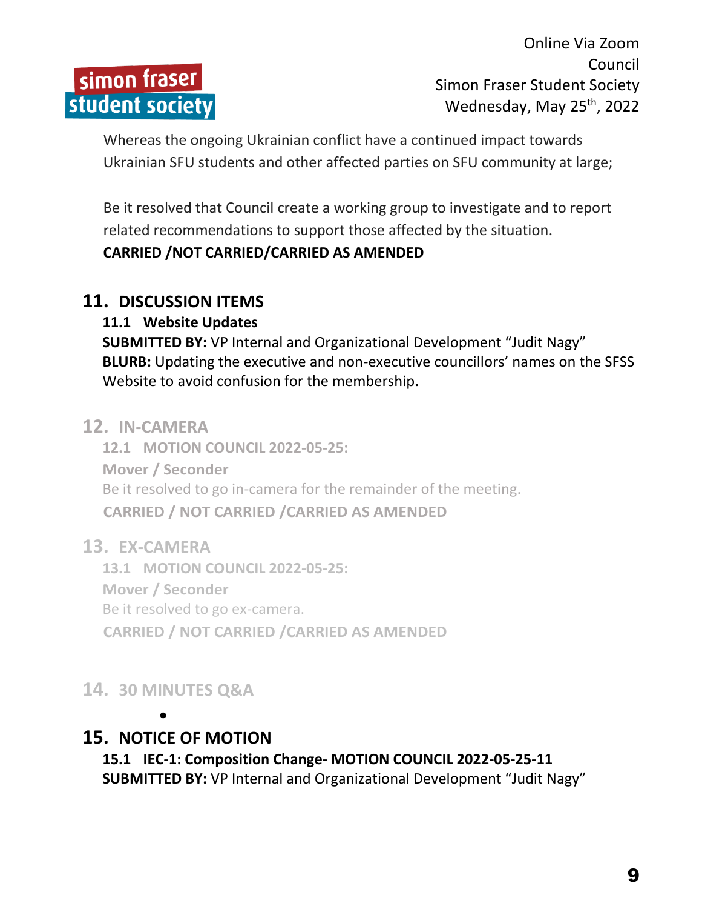Whereas the ongoing Ukrainian conflict have a continued impact towards Ukrainian SFU students and other affected parties on SFU community at large;

Be it resolved that Council create a working group to investigate and to report related recommendations to support those affected by the situation.

**CARRIED /NOT CARRIED/CARRIED AS AMENDED**

## 11. DISCUSSION ITEMS

### 11.1 Website Updates

**SUBMITTED BY:** VP Internal and Organizational Development "Judit Nagy"

**BLURB:** Updating the executive and non-executive councillors' names on the SFSS Website to avoid confusion for the membership**.**

## 12. IN-CAMERA

### 12.1 MOTION COUNCIL 2022-05-25:

**Mover / Seconder**

Be it resolved to go in-camera for the remainder of the meeting.

**CARRIED / NOT CARRIED /CARRIED AS AMENDED**

## 13. EX-CAMERA

### 13.1 MOTION COUNCIL 2022-05-25:

**Mover / Seconder**

Be it resolved to go ex-camera.

**CARRIED / NOT CARRIED /CARRIED AS AMENDED**

## 14. 30 MINUTES Q&A

- 

## 15. NOTICE OF MOTION

### 15.1 IEC-1: Composition Change- MOTION COUNCIL 2022-05-25-11

**SUBMITTED BY:** VP Internal and Organizational Development "Judit Nagy"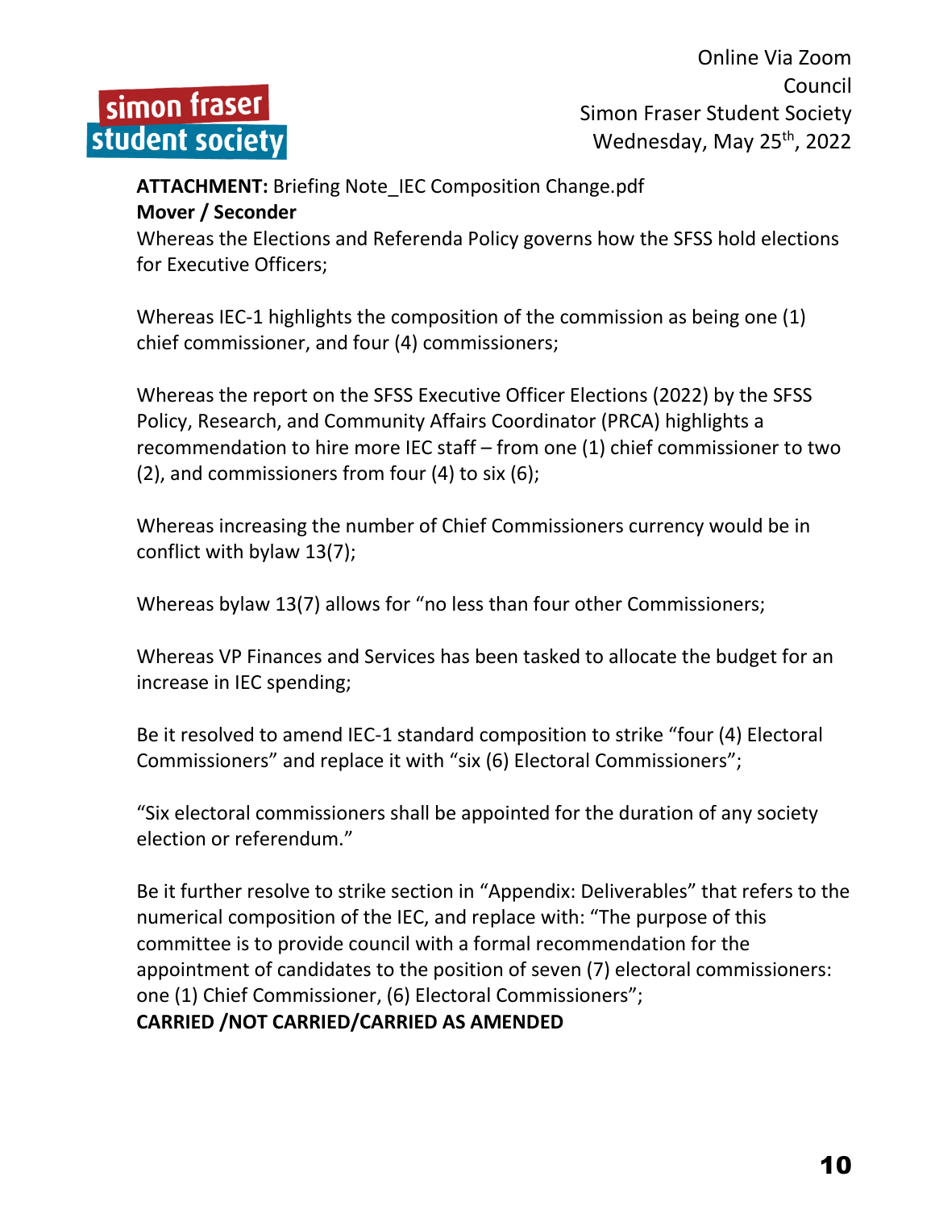**ATTACHMENT:** Briefing Note_IEC Composition Change.pdf

**Mover / Seconder**

Whereas the Elections and Referenda Policy governs how the SFSS hold elections for Executive Officers;

Whereas IEC-1 highlights the composition of the commission as being one (1) chief commissioner, and four (4) commissioners;

Whereas the report on the SFSS Executive Officer Elections (2022) by the SFSS Policy, Research, and Community Affairs Coordinator (PRCA) highlights a recommendation to hire more IEC staff – from one (1) chief commissioner to two (2), and commissioners from four (4) to six (6);

Whereas increasing the number of Chief Commissioners currency would be in conflict with bylaw 13(7);

Whereas bylaw 13(7) allows for "no less than four other Commissioners;

Whereas VP Finances and Services has been tasked to allocate the budget for an increase in IEC spending;

Be it resolved to amend IEC-1 standard composition to strike "four (4) Electoral Commissioners" and replace it with "six (6) Electoral Commissioners";

"Six electoral commissioners shall be appointed for the duration of any society election or referendum."

Be it further resolve to strike section in "Appendix: Deliverables" that refers to the numerical composition of the IEC, and replace with: "The purpose of this committee is to provide council with a formal recommendation for the appointment of candidates to the position of seven (7) electoral commissioners: one (1) Chief Commissioner, (6) Electoral Commissioners";

**CARRIED /NOT CARRIED/CARRIED AS AMENDED**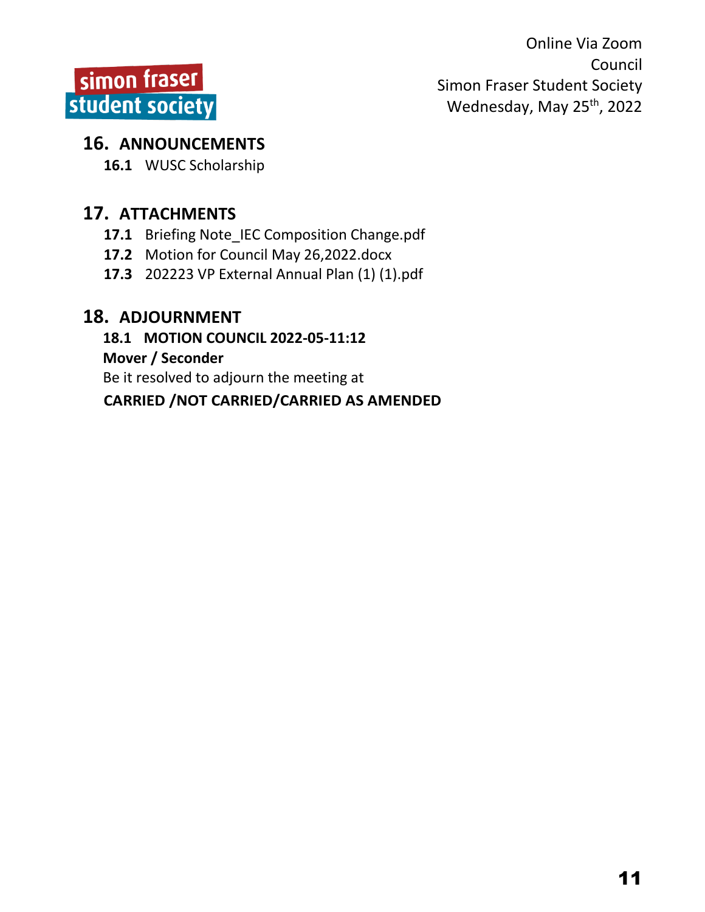## 16. ANNOUNCEMENTS

**16.1** WUSC Scholarship

## 17. ATTACHMENTS

**17.1** Briefing Note_IEC Composition Change.pdf

**17.2** Motion for Council May 26,2022.docx

**17.3** 202223 VP External Annual Plan (1) (1).pdf

## 18. ADJOURNMENT

**18.1 MOTION COUNCIL 2022-05-11:12**

**Mover / Seconder**

Be it resolved to adjourn the meeting at

**CARRIED /NOT CARRIED/CARRIED AS AMENDED**